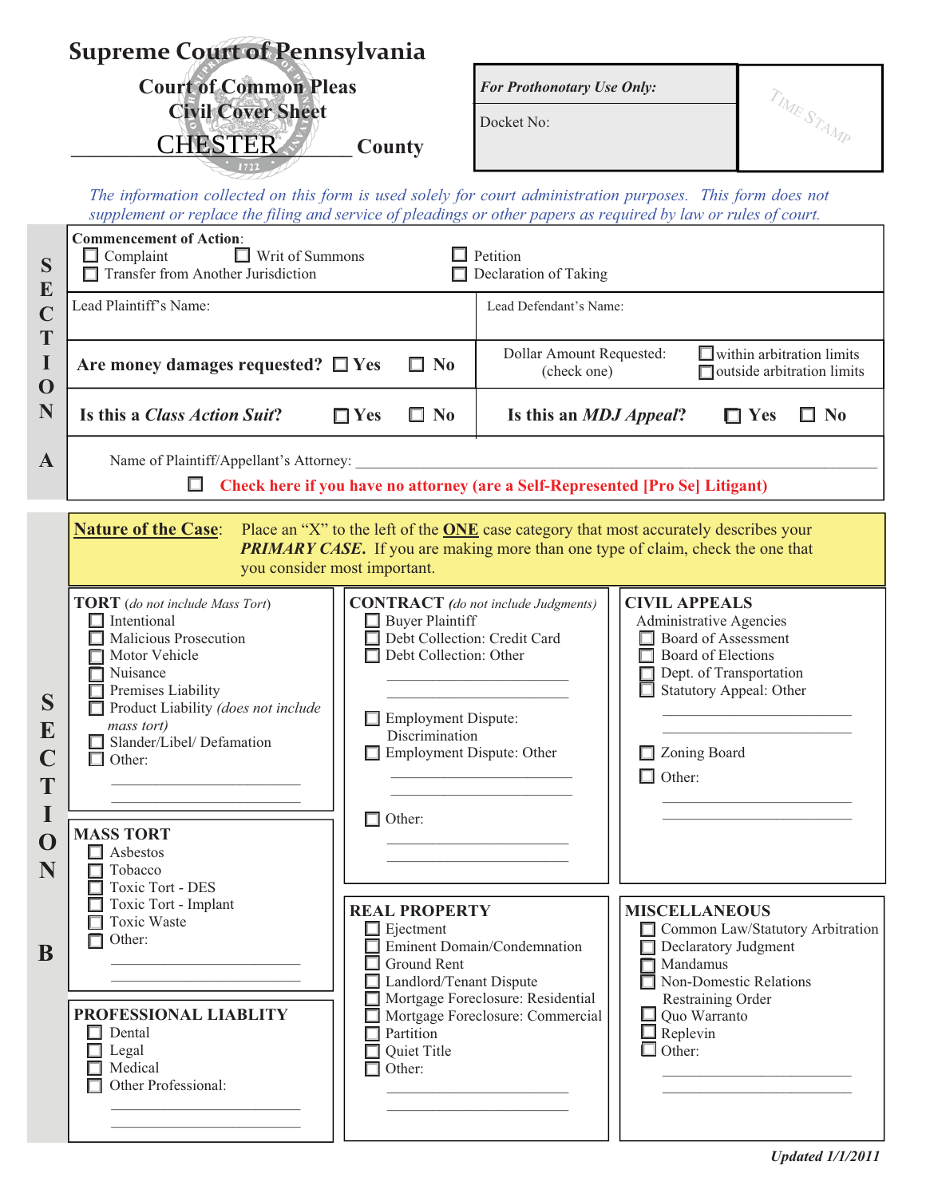# Supreme Court of Pennsylvania

## Court of Common Pleas
## Civil Cover Sheet

CHESTER County

**For Prothonotary Use Only:**

Docket No:

TIME STAMP

*The information collected on this form is used solely for court administration purposes. This form does not supplement or replace the filing and service of pleadings or other papers as required by law or rules of court.*

## SECTION A

**Commencement of Action:**

- ☐ Complaint
- ☐ Writ of Summons
- ☐ Petition
- ☐ Transfer from Another Jurisdiction
- ☐ Declaration of Taking

| Lead Plaintiff's Name: | Lead Defendant's Name: |
|---|---|
| **Are money damages requested?** ☐ Yes ☐ No | Dollar Amount Requested: (check one) ☐ within arbitration limits ☐ outside arbitration limits |
| **Is this a *Class Action Suit*?** ☐ Yes ☐ No | **Is this an *MDJ Appeal*?** ☐ Yes ☐ No |

Name of Plaintiff/Appellant's Attorney: ____________________

☐ **Check here if you have no attorney (are a Self-Represented [Pro Se] Litigant)**

## SECTION B

**Nature of the Case**: Place an "X" to the left of the **ONE** case category that most accurately describes your ***PRIMARY CASE***. If you are making more than one type of claim, check the one that you consider most important.

**TORT** (*do not include Mass Tort*)
- ☐ Intentional
- ☐ Malicious Prosecution
- ☐ Motor Vehicle
- ☐ Nuisance
- ☐ Premises Liability
- ☐ Product Liability (*does not include mass tort*)
- ☐ Slander/Libel/ Defamation
- ☐ Other: ____________________

**MASS TORT**
- ☐ Asbestos
- ☐ Tobacco
- ☐ Toxic Tort - DES
- ☐ Toxic Tort - Implant
- ☐ Toxic Waste
- ☐ Other: ____________________

**PROFESSIONAL LIABLITY**
- ☐ Dental
- ☐ Legal
- ☐ Medical
- ☐ Other Professional: ____________________

**CONTRACT** (*do not include Judgments*)
- ☐ Buyer Plaintiff
- ☐ Debt Collection: Credit Card
- ☐ Debt Collection: Other ____________________
- ☐ Employment Dispute: Discrimination
- ☐ Employment Dispute: Other ____________________
- ☐ Other: ____________________

**REAL PROPERTY**
- ☐ Ejectment
- ☐ Eminent Domain/Condemnation
- ☐ Ground Rent
- ☐ Landlord/Tenant Dispute
- ☐ Mortgage Foreclosure: Residential
- ☐ Mortgage Foreclosure: Commercial
- ☐ Partition
- ☐ Quiet Title
- ☐ Other: ____________________

**CIVIL APPEALS**

Administrative Agencies
- ☐ Board of Assessment
- ☐ Board of Elections
- ☐ Dept. of Transportation
- ☐ Statutory Appeal: Other ____________________
- ☐ Zoning Board
- ☐ Other: ____________________

**MISCELLANEOUS**
- ☐ Common Law/Statutory Arbitration
- ☐ Declaratory Judgment
- ☐ Mandamus
- ☐ Non-Domestic Relations Restraining Order
- ☐ Quo Warranto
- ☐ Replevin
- ☐ Other: ____________________

*Updated 1/1/2011*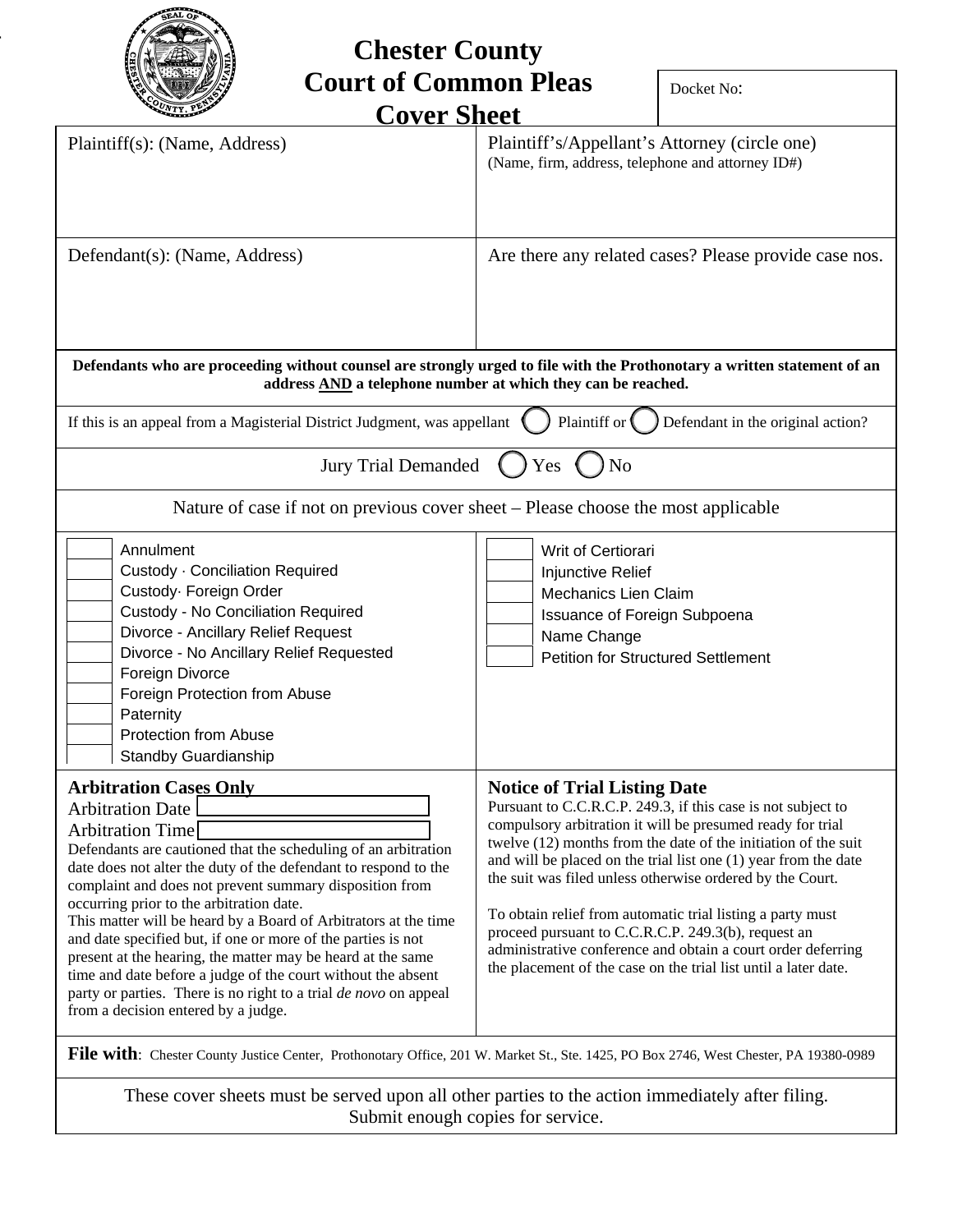# Chester County Court of Common Pleas Cover Sheet

Docket No:

| | |
|---|---|
| Plaintiff(s): (Name, Address) | Plaintiff's/Appellant's Attorney (circle one) (Name, firm, address, telephone and attorney ID#) |
| Defendant(s): (Name, Address) | Are there any related cases? Please provide case nos. |

**Defendants who are proceeding without counsel are strongly urged to file with the Prothonotary a written statement of an address AND a telephone number at which they can be reached.**

If this is an appeal from a Magisterial District Judgment, was appellant ◯ Plaintiff or ◯ Defendant in the original action?

Jury Trial Demanded ◯ Yes ◯ No

Nature of case if not on previous cover sheet – Please choose the most applicable

- ☐ Annulment
- ☐ Custody · Conciliation Required
- ☐ Custody· Foreign Order
- ☐ Custody - No Conciliation Required
- ☐ Divorce - Ancillary Relief Request
- ☐ Divorce - No Ancillary Relief Requested
- ☐ Foreign Divorce
- ☐ Foreign Protection from Abuse
- ☐ Paternity
- ☐ Protection from Abuse
- ☐ Standby Guardianship
- ☐ Writ of Certiorari
- ☐ Injunctive Relief
- ☐ Mechanics Lien Claim
- ☐ Issuance of Foreign Subpoena
- ☐ Name Change
- ☐ Petition for Structured Settlement

**Arbitration Cases Only**

Arbitration Date ________

Arbitration Time ________

Defendants are cautioned that the scheduling of an arbitration date does not alter the duty of the defendant to respond to the complaint and does not prevent summary disposition from occurring prior to the arbitration date.

This matter will be heard by a Board of Arbitrators at the time and date specified but, if one or more of the parties is not present at the hearing, the matter may be heard at the same time and date before a judge of the court without the absent party or parties. There is no right to a trial *de novo* on appeal from a decision entered by a judge.

**Notice of Trial Listing Date**

Pursuant to C.C.R.C.P. 249.3, if this case is not subject to compulsory arbitration it will be presumed ready for trial twelve (12) months from the date of the initiation of the suit and will be placed on the trial list one (1) year from the date the suit was filed unless otherwise ordered by the Court.

To obtain relief from automatic trial listing a party must proceed pursuant to C.C.R.C.P. 249.3(b), request an administrative conference and obtain a court order deferring the placement of the case on the trial list until a later date.

**File with**: Chester County Justice Center, Prothonotary Office, 201 W. Market St., Ste. 1425, PO Box 2746, West Chester, PA 19380-0989

These cover sheets must be served upon all other parties to the action immediately after filing. Submit enough copies for service.